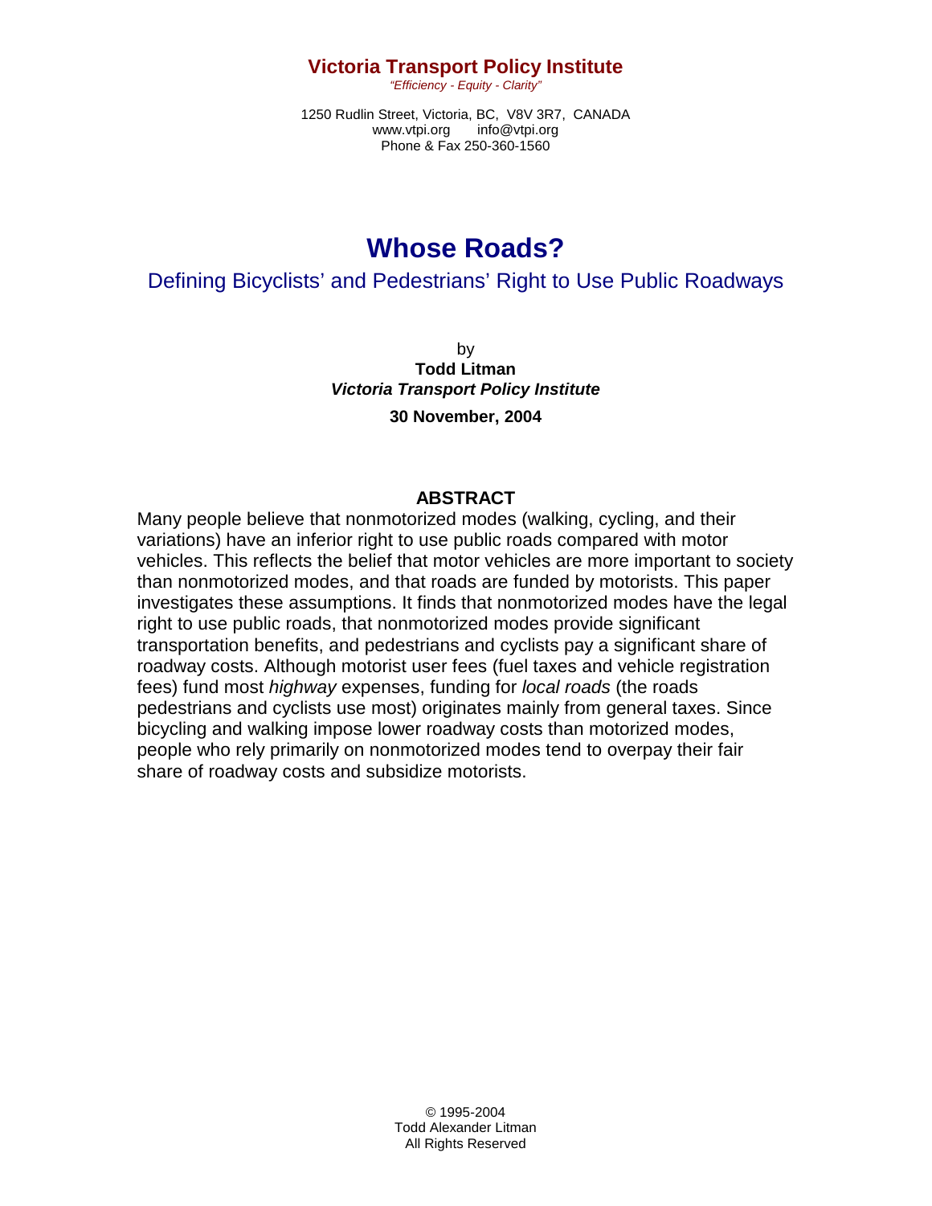**Victoria Transport Policy Institute**

*"Efficiency - Equity - Clarity"*

1250 Rudlin Street, Victoria, BC, V8V 3R7, CANADA
www.vtpi.org info@vtpi.org
Phone & Fax 250-360-1560

# Whose Roads?

## Defining Bicyclists' and Pedestrians' Right to Use Public Roadways

by
**Todd Litman**
***Victoria Transport Policy Institute***

**30 November, 2004**

### ABSTRACT

Many people believe that nonmotorized modes (walking, cycling, and their variations) have an inferior right to use public roads compared with motor vehicles. This reflects the belief that motor vehicles are more important to society than nonmotorized modes, and that roads are funded by motorists. This paper investigates these assumptions. It finds that nonmotorized modes have the legal right to use public roads, that nonmotorized modes provide significant transportation benefits, and pedestrians and cyclists pay a significant share of roadway costs. Although motorist user fees (fuel taxes and vehicle registration fees) fund most *highway* expenses, funding for *local roads* (the roads pedestrians and cyclists use most) originates mainly from general taxes. Since bicycling and walking impose lower roadway costs than motorized modes, people who rely primarily on nonmotorized modes tend to overpay their fair share of roadway costs and subsidize motorists.

© 1995-2004
Todd Alexander Litman
All Rights Reserved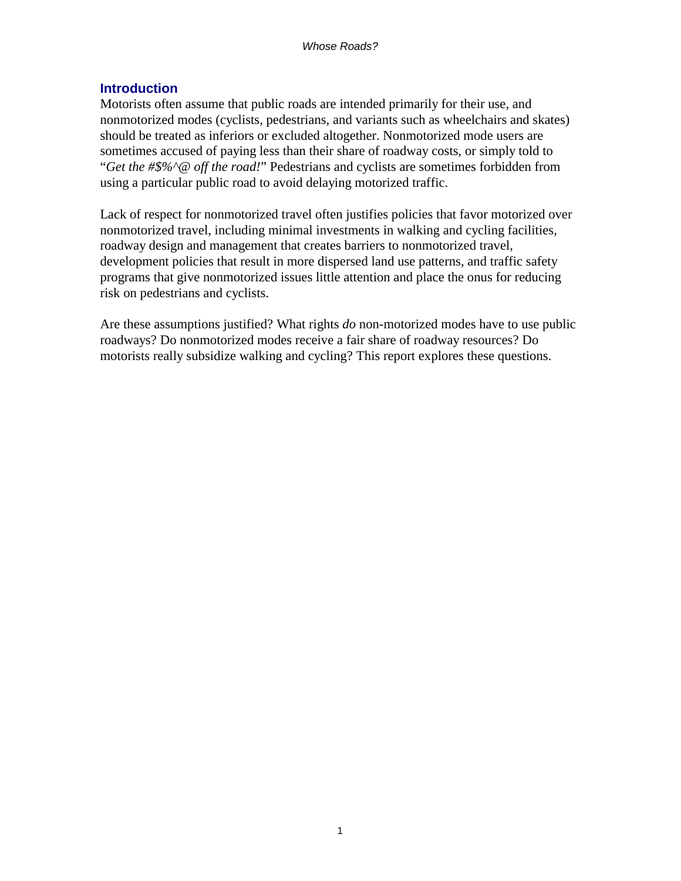## Introduction

Motorists often assume that public roads are intended primarily for their use, and nonmotorized modes (cyclists, pedestrians, and variants such as wheelchairs and skates) should be treated as inferiors or excluded altogether. Nonmotorized mode users are sometimes accused of paying less than their share of roadway costs, or simply told to "*Get the #$%^@ off the road!*" Pedestrians and cyclists are sometimes forbidden from using a particular public road to avoid delaying motorized traffic.

Lack of respect for nonmotorized travel often justifies policies that favor motorized over nonmotorized travel, including minimal investments in walking and cycling facilities, roadway design and management that creates barriers to nonmotorized travel, development policies that result in more dispersed land use patterns, and traffic safety programs that give nonmotorized issues little attention and place the onus for reducing risk on pedestrians and cyclists.

Are these assumptions justified? What rights *do* non-motorized modes have to use public roadways? Do nonmotorized modes receive a fair share of roadway resources? Do motorists really subsidize walking and cycling? This report explores these questions.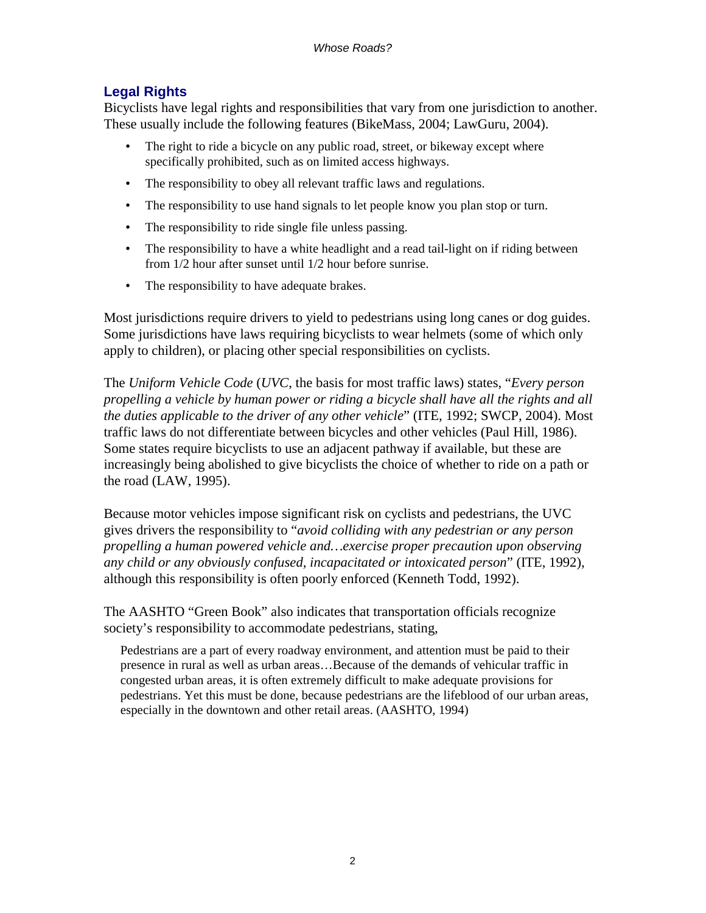## Legal Rights

Bicyclists have legal rights and responsibilities that vary from one jurisdiction to another. These usually include the following features (BikeMass, 2004; LawGuru, 2004).

- The right to ride a bicycle on any public road, street, or bikeway except where specifically prohibited, such as on limited access highways.
- The responsibility to obey all relevant traffic laws and regulations.
- The responsibility to use hand signals to let people know you plan stop or turn.
- The responsibility to ride single file unless passing.
- The responsibility to have a white headlight and a read tail-light on if riding between from 1/2 hour after sunset until 1/2 hour before sunrise.
- The responsibility to have adequate brakes.

Most jurisdictions require drivers to yield to pedestrians using long canes or dog guides. Some jurisdictions have laws requiring bicyclists to wear helmets (some of which only apply to children), or placing other special responsibilities on cyclists.

The *Uniform Vehicle Code* (*UVC*, the basis for most traffic laws) states, "*Every person propelling a vehicle by human power or riding a bicycle shall have all the rights and all the duties applicable to the driver of any other vehicle*" (ITE, 1992; SWCP, 2004). Most traffic laws do not differentiate between bicycles and other vehicles (Paul Hill, 1986). Some states require bicyclists to use an adjacent pathway if available, but these are increasingly being abolished to give bicyclists the choice of whether to ride on a path or the road (LAW, 1995).

Because motor vehicles impose significant risk on cyclists and pedestrians, the UVC gives drivers the responsibility to "*avoid colliding with any pedestrian or any person propelling a human powered vehicle and…exercise proper precaution upon observing any child or any obviously confused, incapacitated or intoxicated person*" (ITE, 1992), although this responsibility is often poorly enforced (Kenneth Todd, 1992).

The AASHTO "Green Book" also indicates that transportation officials recognize society's responsibility to accommodate pedestrians, stating,

> Pedestrians are a part of every roadway environment, and attention must be paid to their presence in rural as well as urban areas…Because of the demands of vehicular traffic in congested urban areas, it is often extremely difficult to make adequate provisions for pedestrians. Yet this must be done, because pedestrians are the lifeblood of our urban areas, especially in the downtown and other retail areas. (AASHTO, 1994)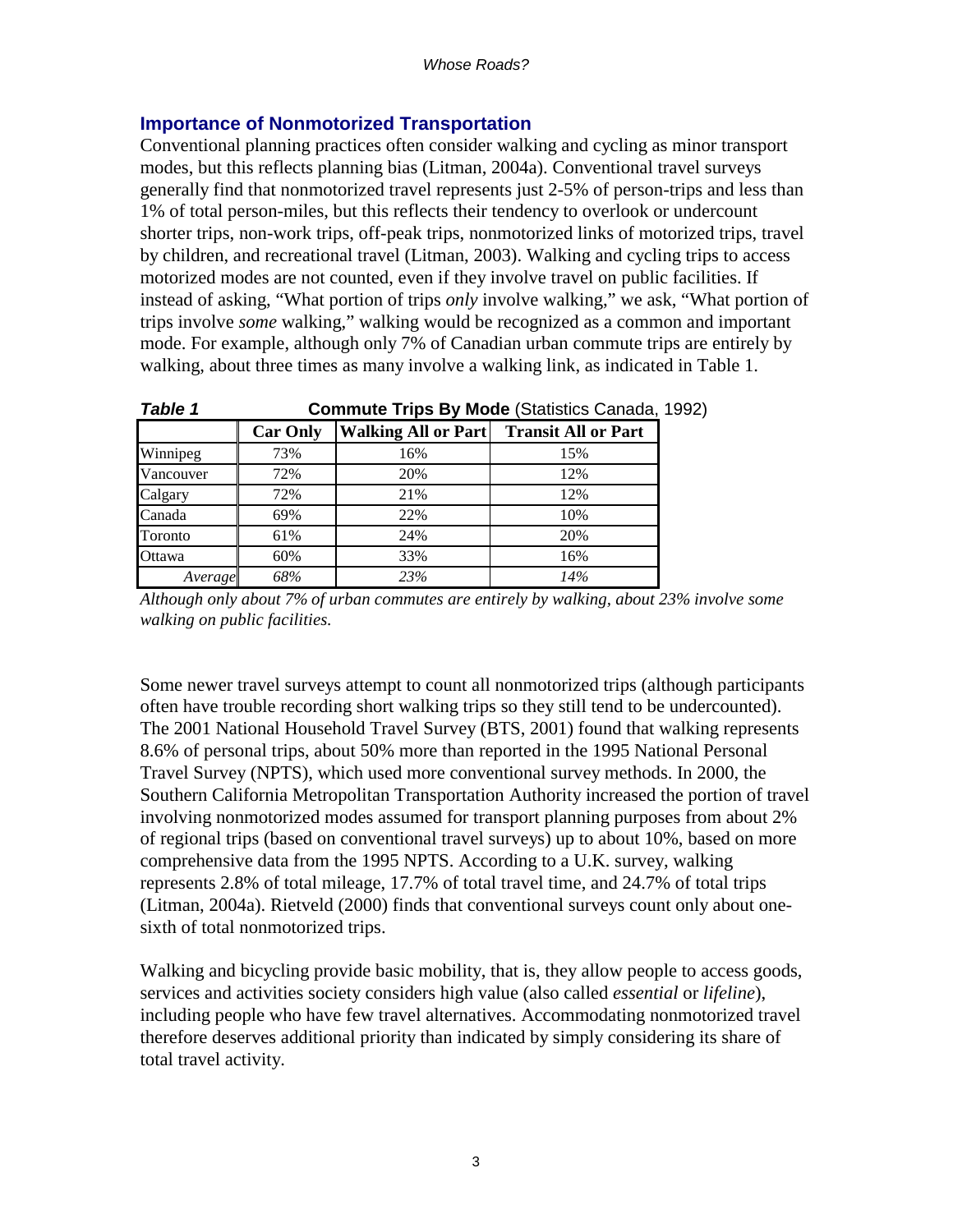## Importance of Nonmotorized Transportation

Conventional planning practices often consider walking and cycling as minor transport modes, but this reflects planning bias (Litman, 2004a). Conventional travel surveys generally find that nonmotorized travel represents just 2-5% of person-trips and less than 1% of total person-miles, but this reflects their tendency to overlook or undercount shorter trips, non-work trips, off-peak trips, nonmotorized links of motorized trips, travel by children, and recreational travel (Litman, 2003). Walking and cycling trips to access motorized modes are not counted, even if they involve travel on public facilities. If instead of asking, "What portion of trips *only* involve walking," we ask, "What portion of trips involve *some* walking," walking would be recognized as a common and important mode. For example, although only 7% of Canadian urban commute trips are entirely by walking, about three times as many involve a walking link, as indicated in Table 1.

***Table 1*** **Commute Trips By Mode** (Statistics Canada, 1992)

| | Car Only | Walking All or Part | Transit All or Part |
|---|---|---|---|
| Winnipeg | 73% | 16% | 15% |
| Vancouver | 72% | 20% | 12% |
| Calgary | 72% | 21% | 12% |
| Canada | 69% | 22% | 10% |
| Toronto | 61% | 24% | 20% |
| Ottawa | 60% | 33% | 16% |
| *Average* | *68%* | *23%* | *14%* |

*Although only about 7% of urban commutes are entirely by walking, about 23% involve some walking on public facilities.*

Some newer travel surveys attempt to count all nonmotorized trips (although participants often have trouble recording short walking trips so they still tend to be undercounted). The 2001 National Household Travel Survey (BTS, 2001) found that walking represents 8.6% of personal trips, about 50% more than reported in the 1995 National Personal Travel Survey (NPTS), which used more conventional survey methods. In 2000, the Southern California Metropolitan Transportation Authority increased the portion of travel involving nonmotorized modes assumed for transport planning purposes from about 2% of regional trips (based on conventional travel surveys) up to about 10%, based on more comprehensive data from the 1995 NPTS. According to a U.K. survey, walking represents 2.8% of total mileage, 17.7% of total travel time, and 24.7% of total trips (Litman, 2004a). Rietveld (2000) finds that conventional surveys count only about one-sixth of total nonmotorized trips.

Walking and bicycling provide basic mobility, that is, they allow people to access goods, services and activities society considers high value (also called *essential* or *lifeline*), including people who have few travel alternatives. Accommodating nonmotorized travel therefore deserves additional priority than indicated by simply considering its share of total travel activity.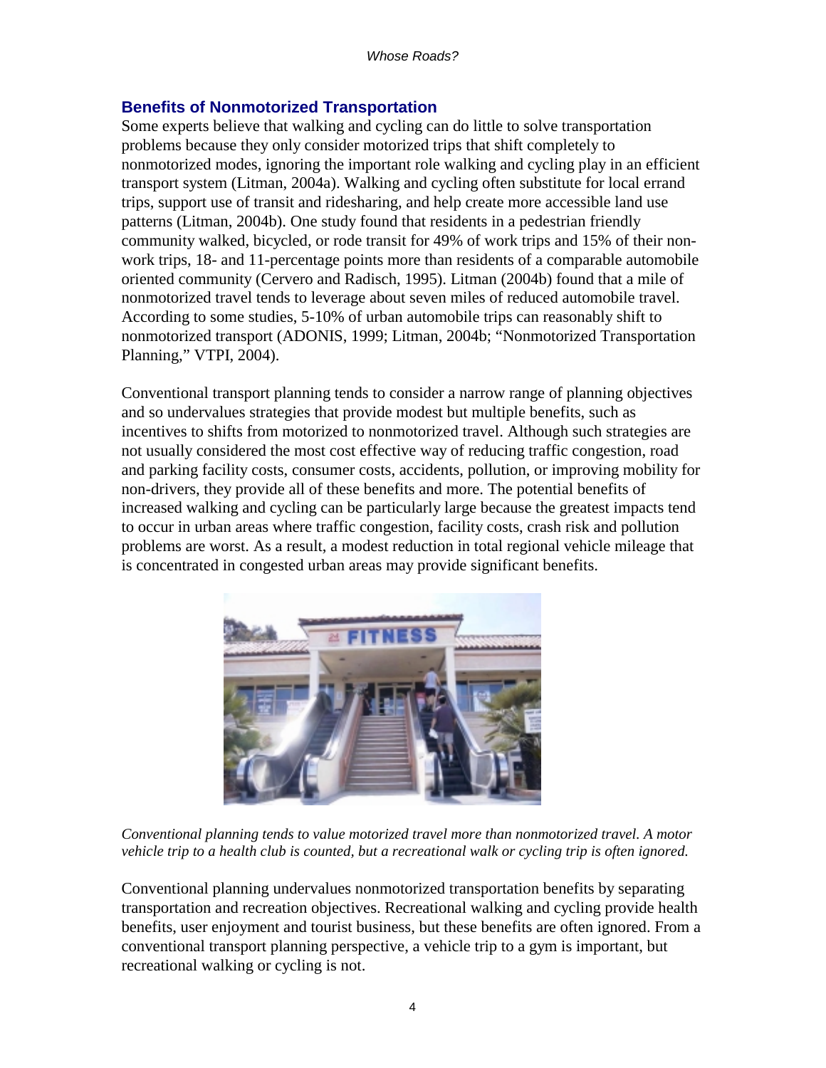## Benefits of Nonmotorized Transportation

Some experts believe that walking and cycling can do little to solve transportation problems because they only consider motorized trips that shift completely to nonmotorized modes, ignoring the important role walking and cycling play in an efficient transport system (Litman, 2004a). Walking and cycling often substitute for local errand trips, support use of transit and ridesharing, and help create more accessible land use patterns (Litman, 2004b). One study found that residents in a pedestrian friendly community walked, bicycled, or rode transit for 49% of work trips and 15% of their non-work trips, 18- and 11-percentage points more than residents of a comparable automobile oriented community (Cervero and Radisch, 1995). Litman (2004b) found that a mile of nonmotorized travel tends to leverage about seven miles of reduced automobile travel. According to some studies, 5-10% of urban automobile trips can reasonably shift to nonmotorized transport (ADONIS, 1999; Litman, 2004b; "Nonmotorized Transportation Planning," VTPI, 2004).

Conventional transport planning tends to consider a narrow range of planning objectives and so undervalues strategies that provide modest but multiple benefits, such as incentives to shifts from motorized to nonmotorized travel. Although such strategies are not usually considered the most cost effective way of reducing traffic congestion, road and parking facility costs, consumer costs, accidents, pollution, or improving mobility for non-drivers, they provide all of these benefits and more. The potential benefits of increased walking and cycling can be particularly large because the greatest impacts tend to occur in urban areas where traffic congestion, facility costs, crash risk and pollution problems are worst. As a result, a modest reduction in total regional vehicle mileage that is concentrated in congested urban areas may provide significant benefits.

*Conventional planning tends to value motorized travel more than nonmotorized travel. A motor vehicle trip to a health club is counted, but a recreational walk or cycling trip is often ignored.*

Conventional planning undervalues nonmotorized transportation benefits by separating transportation and recreation objectives. Recreational walking and cycling provide health benefits, user enjoyment and tourist business, but these benefits are often ignored. From a conventional transport planning perspective, a vehicle trip to a gym is important, but recreational walking or cycling is not.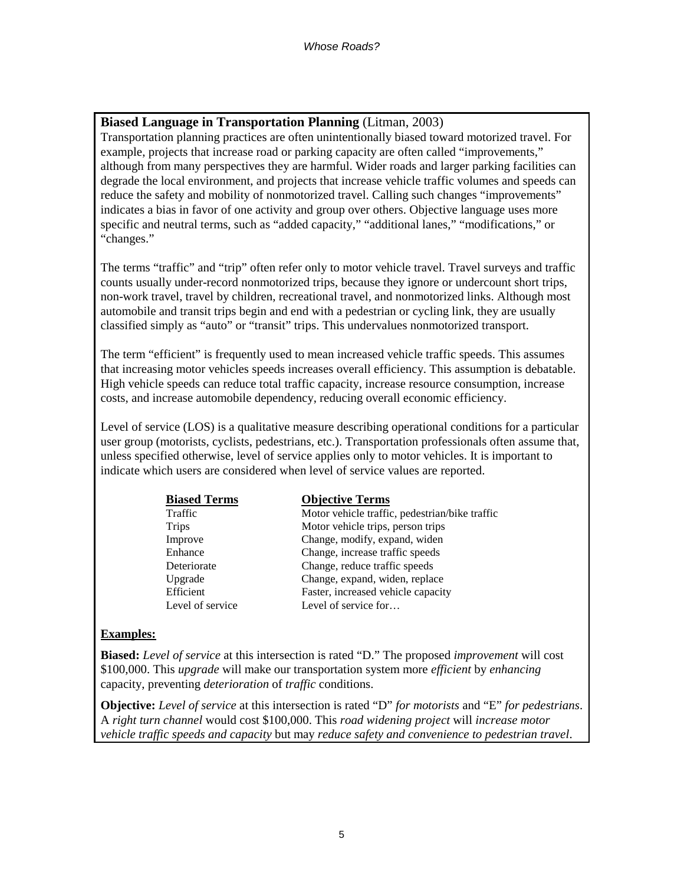**Biased Language in Transportation Planning** (Litman, 2003)

Transportation planning practices are often unintentionally biased toward motorized travel. For example, projects that increase road or parking capacity are often called "improvements," although from many perspectives they are harmful. Wider roads and larger parking facilities can degrade the local environment, and projects that increase vehicle traffic volumes and speeds can reduce the safety and mobility of nonmotorized travel. Calling such changes "improvements" indicates a bias in favor of one activity and group over others. Objective language uses more specific and neutral terms, such as "added capacity," "additional lanes," "modifications," or "changes."

The terms "traffic" and "trip" often refer only to motor vehicle travel. Travel surveys and traffic counts usually under-record nonmotorized trips, because they ignore or undercount short trips, non-work travel, travel by children, recreational travel, and nonmotorized links. Although most automobile and transit trips begin and end with a pedestrian or cycling link, they are usually classified simply as "auto" or "transit" trips. This undervalues nonmotorized transport.

The term "efficient" is frequently used to mean increased vehicle traffic speeds. This assumes that increasing motor vehicles speeds increases overall efficiency. This assumption is debatable. High vehicle speeds can reduce total traffic capacity, increase resource consumption, increase costs, and increase automobile dependency, reducing overall economic efficiency.

Level of service (LOS) is a qualitative measure describing operational conditions for a particular user group (motorists, cyclists, pedestrians, etc.). Transportation professionals often assume that, unless specified otherwise, level of service applies only to motor vehicles. It is important to indicate which users are considered when level of service values are reported.

| Biased Terms | Objective Terms |
|---|---|
| Traffic | Motor vehicle traffic, pedestrian/bike traffic |
| Trips | Motor vehicle trips, person trips |
| Improve | Change, modify, expand, widen |
| Enhance | Change, increase traffic speeds |
| Deteriorate | Change, reduce traffic speeds |
| Upgrade | Change, expand, widen, replace |
| Efficient | Faster, increased vehicle capacity |
| Level of service | Level of service for… |

**Examples:**

**Biased:** *Level of service* at this intersection is rated "D." The proposed *improvement* will cost $100,000. This *upgrade* will make our transportation system more *efficient* by *enhancing* capacity, preventing *deterioration* of *traffic* conditions.

**Objective:** *Level of service* at this intersection is rated "D" *for motorists* and "E" *for pedestrians*. A *right turn channel* would cost $100,000. This *road widening project* will *increase motor vehicle traffic speeds and capacity* but may *reduce safety and convenience to pedestrian travel*.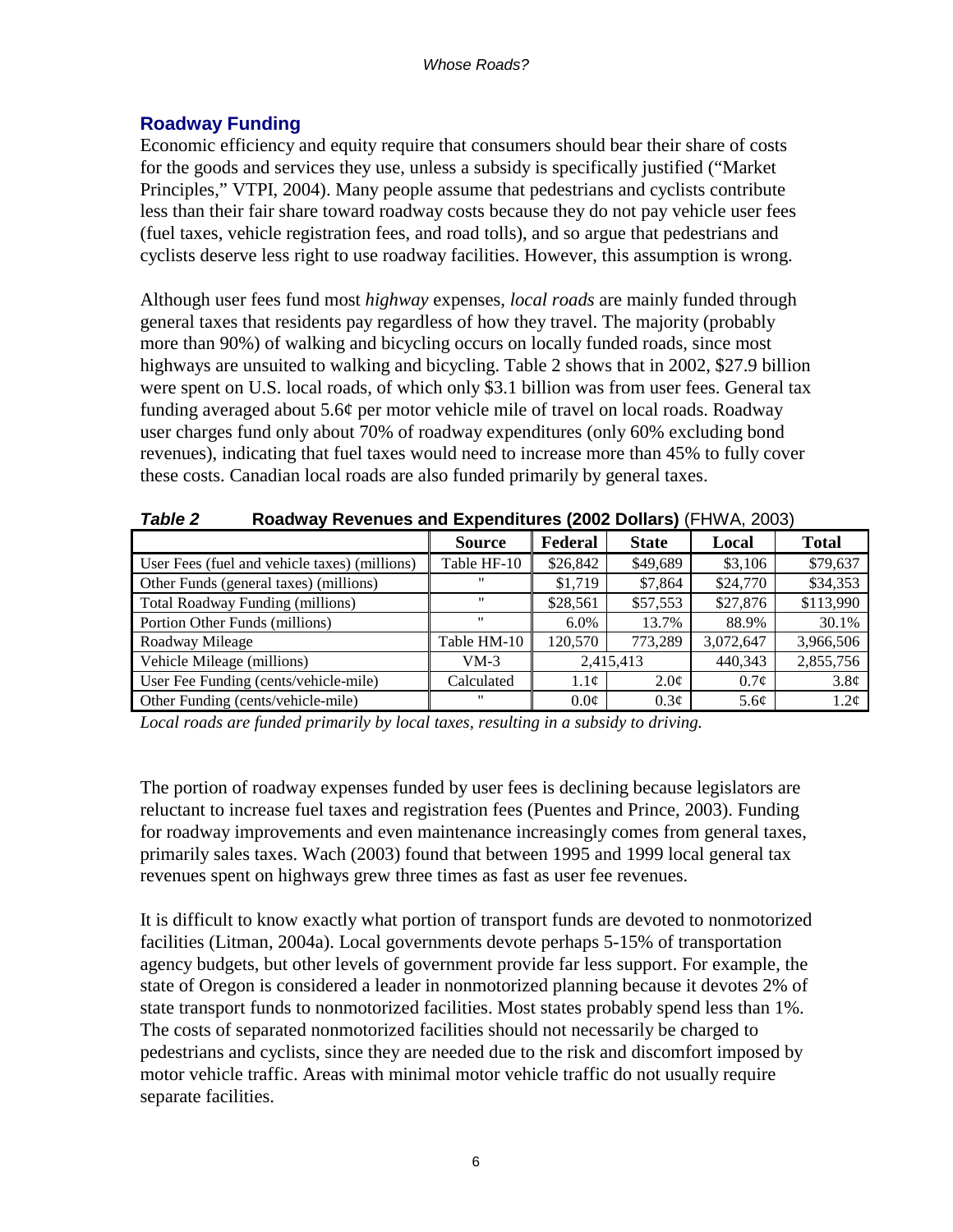## Roadway Funding

Economic efficiency and equity require that consumers should bear their share of costs for the goods and services they use, unless a subsidy is specifically justified ("Market Principles," VTPI, 2004). Many people assume that pedestrians and cyclists contribute less than their fair share toward roadway costs because they do not pay vehicle user fees (fuel taxes, vehicle registration fees, and road tolls), and so argue that pedestrians and cyclists deserve less right to use roadway facilities. However, this assumption is wrong.

Although user fees fund most *highway* expenses, *local roads* are mainly funded through general taxes that residents pay regardless of how they travel. The majority (probably more than 90%) of walking and bicycling occurs on locally funded roads, since most highways are unsuited to walking and bicycling. Table 2 shows that in 2002, $27.9 billion were spent on U.S. local roads, of which only $3.1 billion was from user fees. General tax funding averaged about 5.6¢ per motor vehicle mile of travel on local roads. Roadway user charges fund only about 70% of roadway expenditures (only 60% excluding bond revenues), indicating that fuel taxes would need to increase more than 45% to fully cover these costs. Canadian local roads are also funded primarily by general taxes.

***Table 2*** **Roadway Revenues and Expenditures (2002 Dollars)** (FHWA, 2003)

| | Source | Federal | State | Local | Total |
|---|---|---|---|---|---|
| User Fees (fuel and vehicle taxes) (millions) | Table HF-10 | $26,842 | $49,689 | $3,106 | $79,637 |
| Other Funds (general taxes) (millions) | " | $1,719 | $7,864 | $24,770 | $34,353 |
| Total Roadway Funding (millions) | " | $28,561 | $57,553 | $27,876 | $113,990 |
| Portion Other Funds (millions) | " | 6.0% | 13.7% | 88.9% | 30.1% |
| Roadway Mileage | Table HM-10 | 120,570 | 773,289 | 3,072,647 | 3,966,506 |
| Vehicle Mileage (millions) | VM-3 | 2,415,413 | | 440,343 | 2,855,756 |
| User Fee Funding (cents/vehicle-mile) | Calculated | 1.1¢ | 2.0¢ | 0.7¢ | 3.8¢ |
| Other Funding (cents/vehicle-mile) | " | 0.0¢ | 0.3¢ | 5.6¢ | 1.2¢ |

*Local roads are funded primarily by local taxes, resulting in a subsidy to driving.*

The portion of roadway expenses funded by user fees is declining because legislators are reluctant to increase fuel taxes and registration fees (Puentes and Prince, 2003). Funding for roadway improvements and even maintenance increasingly comes from general taxes, primarily sales taxes. Wach (2003) found that between 1995 and 1999 local general tax revenues spent on highways grew three times as fast as user fee revenues.

It is difficult to know exactly what portion of transport funds are devoted to nonmotorized facilities (Litman, 2004a). Local governments devote perhaps 5-15% of transportation agency budgets, but other levels of government provide far less support. For example, the state of Oregon is considered a leader in nonmotorized planning because it devotes 2% of state transport funds to nonmotorized facilities. Most states probably spend less than 1%. The costs of separated nonmotorized facilities should not necessarily be charged to pedestrians and cyclists, since they are needed due to the risk and discomfort imposed by motor vehicle traffic. Areas with minimal motor vehicle traffic do not usually require separate facilities.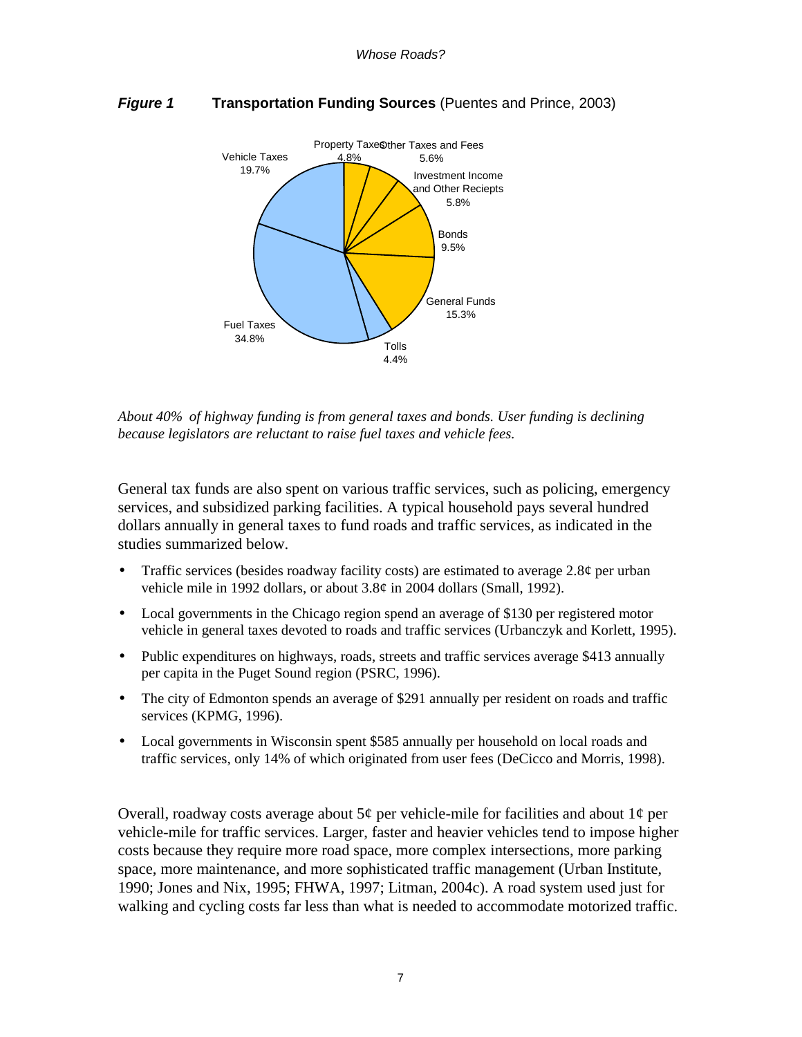***Figure 1*** **Transportation Funding Sources** (Puentes and Prince, 2003)

*About 40% of highway funding is from general taxes and bonds. User funding is declining because legislators are reluctant to raise fuel taxes and vehicle fees.*

General tax funds are also spent on various traffic services, such as policing, emergency services, and subsidized parking facilities. A typical household pays several hundred dollars annually in general taxes to fund roads and traffic services, as indicated in the studies summarized below.

- Traffic services (besides roadway facility costs) are estimated to average 2.8¢ per urban vehicle mile in 1992 dollars, or about 3.8¢ in 2004 dollars (Small, 1992).
- Local governments in the Chicago region spend an average of $130 per registered motor vehicle in general taxes devoted to roads and traffic services (Urbanczyk and Korlett, 1995).
- Public expenditures on highways, roads, streets and traffic services average $413 annually per capita in the Puget Sound region (PSRC, 1996).
- The city of Edmonton spends an average of $291 annually per resident on roads and traffic services (KPMG, 1996).
- Local governments in Wisconsin spent $585 annually per household on local roads and traffic services, only 14% of which originated from user fees (DeCicco and Morris, 1998).

Overall, roadway costs average about 5¢ per vehicle-mile for facilities and about 1¢ per vehicle-mile for traffic services. Larger, faster and heavier vehicles tend to impose higher costs because they require more road space, more complex intersections, more parking space, more maintenance, and more sophisticated traffic management (Urban Institute, 1990; Jones and Nix, 1995; FHWA, 1997; Litman, 2004c). A road system used just for walking and cycling costs far less than what is needed to accommodate motorized traffic.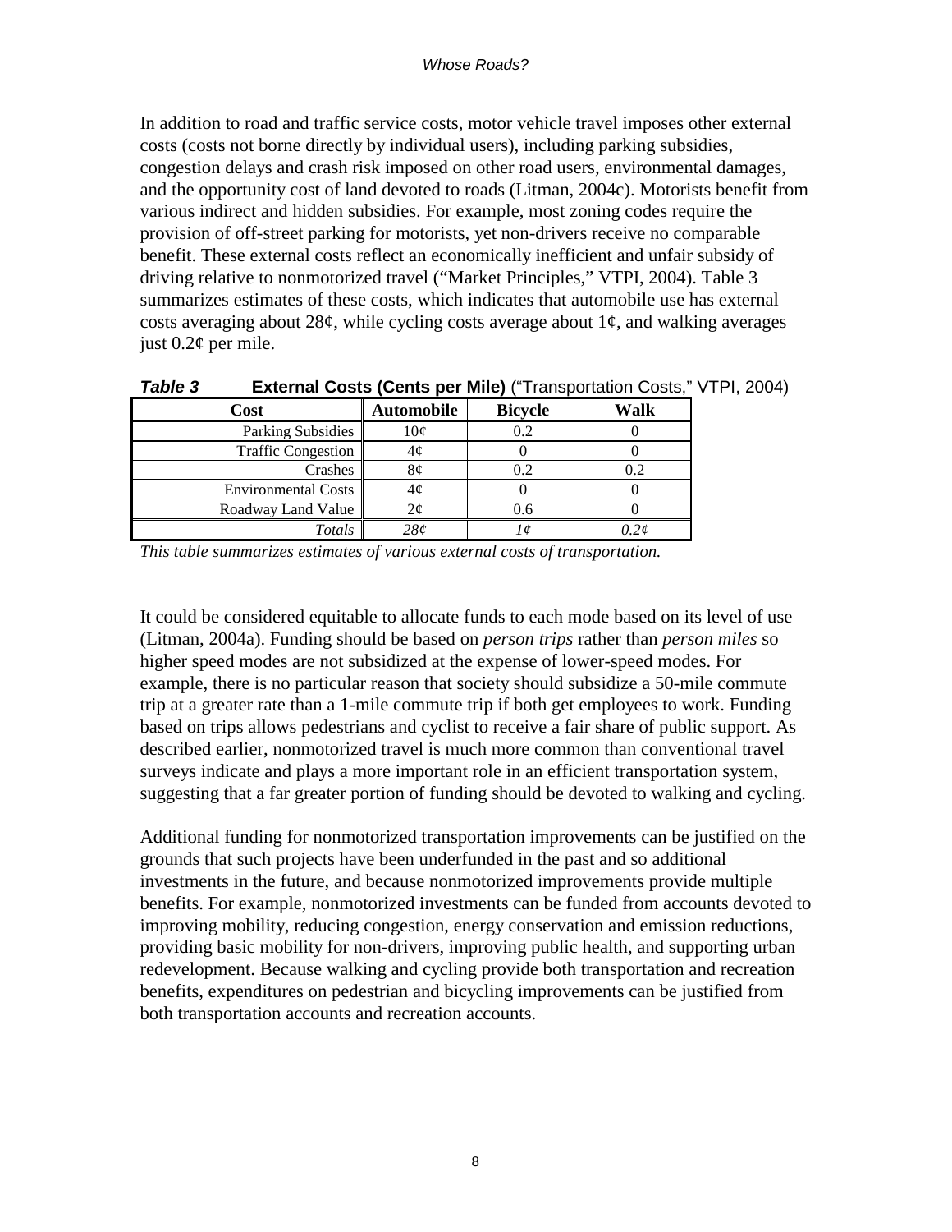In addition to road and traffic service costs, motor vehicle travel imposes other external costs (costs not borne directly by individual users), including parking subsidies, congestion delays and crash risk imposed on other road users, environmental damages, and the opportunity cost of land devoted to roads (Litman, 2004c). Motorists benefit from various indirect and hidden subsidies. For example, most zoning codes require the provision of off-street parking for motorists, yet non-drivers receive no comparable benefit. These external costs reflect an economically inefficient and unfair subsidy of driving relative to nonmotorized travel ("Market Principles," VTPI, 2004). Table 3 summarizes estimates of these costs, which indicates that automobile use has external costs averaging about 28¢, while cycling costs average about 1¢, and walking averages just 0.2¢ per mile.

***Table 3*** **External Costs (Cents per Mile)** ("Transportation Costs," VTPI, 2004)

| Cost | Automobile | Bicycle | Walk |
|---|---|---|---|
| Parking Subsidies | 10¢ | 0.2 | 0 |
| Traffic Congestion | 4¢ | 0 | 0 |
| Crashes | 8¢ | 0.2 | 0.2 |
| Environmental Costs | 4¢ | 0 | 0 |
| Roadway Land Value | 2¢ | 0.6 | 0 |
| *Totals* | *28¢* | *1¢* | *0.2¢* |

*This table summarizes estimates of various external costs of transportation.*

It could be considered equitable to allocate funds to each mode based on its level of use (Litman, 2004a). Funding should be based on *person trips* rather than *person miles* so higher speed modes are not subsidized at the expense of lower-speed modes. For example, there is no particular reason that society should subsidize a 50-mile commute trip at a greater rate than a 1-mile commute trip if both get employees to work. Funding based on trips allows pedestrians and cyclist to receive a fair share of public support. As described earlier, nonmotorized travel is much more common than conventional travel surveys indicate and plays a more important role in an efficient transportation system, suggesting that a far greater portion of funding should be devoted to walking and cycling.

Additional funding for nonmotorized transportation improvements can be justified on the grounds that such projects have been underfunded in the past and so additional investments in the future, and because nonmotorized improvements provide multiple benefits. For example, nonmotorized investments can be funded from accounts devoted to improving mobility, reducing congestion, energy conservation and emission reductions, providing basic mobility for non-drivers, improving public health, and supporting urban redevelopment. Because walking and cycling provide both transportation and recreation benefits, expenditures on pedestrian and bicycling improvements can be justified from both transportation accounts and recreation accounts.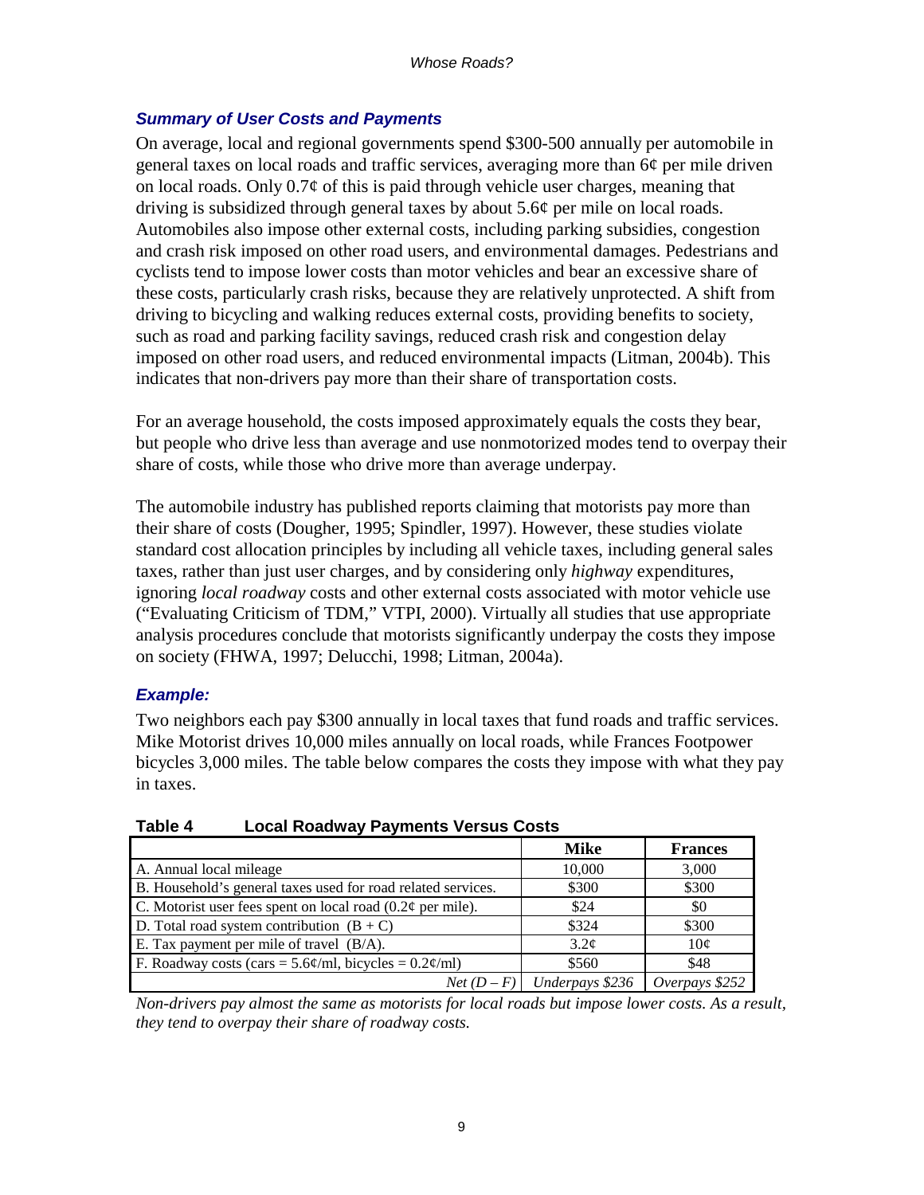### *Summary of User Costs and Payments*

On average, local and regional governments spend \$300-500 annually per automobile in general taxes on local roads and traffic services, averaging more than 6¢ per mile driven on local roads. Only 0.7¢ of this is paid through vehicle user charges, meaning that driving is subsidized through general taxes by about 5.6¢ per mile on local roads. Automobiles also impose other external costs, including parking subsidies, congestion and crash risk imposed on other road users, and environmental damages. Pedestrians and cyclists tend to impose lower costs than motor vehicles and bear an excessive share of these costs, particularly crash risks, because they are relatively unprotected. A shift from driving to bicycling and walking reduces external costs, providing benefits to society, such as road and parking facility savings, reduced crash risk and congestion delay imposed on other road users, and reduced environmental impacts (Litman, 2004b). This indicates that non-drivers pay more than their share of transportation costs.

For an average household, the costs imposed approximately equals the costs they bear, but people who drive less than average and use nonmotorized modes tend to overpay their share of costs, while those who drive more than average underpay.

The automobile industry has published reports claiming that motorists pay more than their share of costs (Dougher, 1995; Spindler, 1997). However, these studies violate standard cost allocation principles by including all vehicle taxes, including general sales taxes, rather than just user charges, and by considering only *highway* expenditures, ignoring *local roadway* costs and other external costs associated with motor vehicle use ("Evaluating Criticism of TDM," VTPI, 2000). Virtually all studies that use appropriate analysis procedures conclude that motorists significantly underpay the costs they impose on society (FHWA, 1997; Delucchi, 1998; Litman, 2004a).

### *Example:*

Two neighbors each pay \$300 annually in local taxes that fund roads and traffic services. Mike Motorist drives 10,000 miles annually on local roads, while Frances Footpower bicycles 3,000 miles. The table below compares the costs they impose with what they pay in taxes.

**Table 4 Local Roadway Payments Versus Costs**

| | Mike | Frances |
|---|---|---|
| A. Annual local mileage | 10,000 | 3,000 |
| B. Household's general taxes used for road related services. | \$300 | \$300 |
| C. Motorist user fees spent on local road (0.2¢ per mile). | \$24 | \$0 |
| D. Total road system contribution (B + C) | \$324 | \$300 |
| E. Tax payment per mile of travel (B/A). | 3.2¢ | 10¢ |
| F. Roadway costs (cars = 5.6¢/ml, bicycles = 0.2¢/ml) | \$560 | \$48 |
| *Net (D – F)* | *Underpays \$236* | *Overpays \$252* |

*Non-drivers pay almost the same as motorists for local roads but impose lower costs. As a result, they tend to overpay their share of roadway costs.*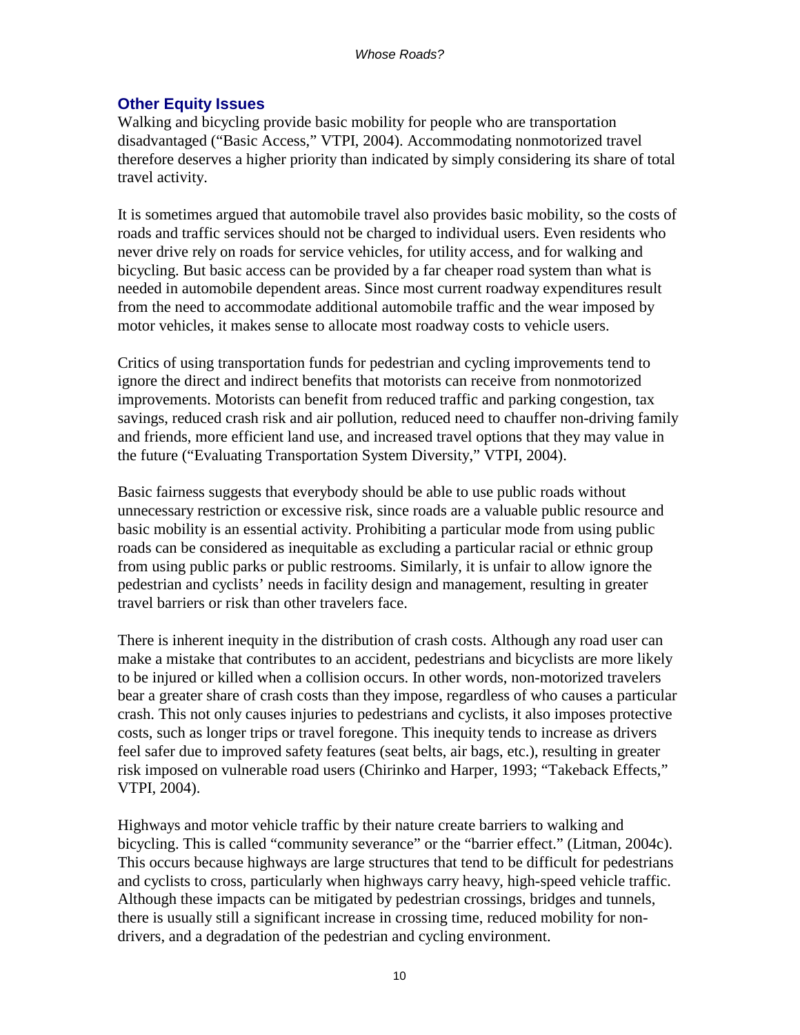## Other Equity Issues

Walking and bicycling provide basic mobility for people who are transportation disadvantaged ("Basic Access," VTPI, 2004). Accommodating nonmotorized travel therefore deserves a higher priority than indicated by simply considering its share of total travel activity.

It is sometimes argued that automobile travel also provides basic mobility, so the costs of roads and traffic services should not be charged to individual users. Even residents who never drive rely on roads for service vehicles, for utility access, and for walking and bicycling. But basic access can be provided by a far cheaper road system than what is needed in automobile dependent areas. Since most current roadway expenditures result from the need to accommodate additional automobile traffic and the wear imposed by motor vehicles, it makes sense to allocate most roadway costs to vehicle users.

Critics of using transportation funds for pedestrian and cycling improvements tend to ignore the direct and indirect benefits that motorists can receive from nonmotorized improvements. Motorists can benefit from reduced traffic and parking congestion, tax savings, reduced crash risk and air pollution, reduced need to chauffer non-driving family and friends, more efficient land use, and increased travel options that they may value in the future ("Evaluating Transportation System Diversity," VTPI, 2004).

Basic fairness suggests that everybody should be able to use public roads without unnecessary restriction or excessive risk, since roads are a valuable public resource and basic mobility is an essential activity. Prohibiting a particular mode from using public roads can be considered as inequitable as excluding a particular racial or ethnic group from using public parks or public restrooms. Similarly, it is unfair to allow ignore the pedestrian and cyclists' needs in facility design and management, resulting in greater travel barriers or risk than other travelers face.

There is inherent inequity in the distribution of crash costs. Although any road user can make a mistake that contributes to an accident, pedestrians and bicyclists are more likely to be injured or killed when a collision occurs. In other words, non-motorized travelers bear a greater share of crash costs than they impose, regardless of who causes a particular crash. This not only causes injuries to pedestrians and cyclists, it also imposes protective costs, such as longer trips or travel foregone. This inequity tends to increase as drivers feel safer due to improved safety features (seat belts, air bags, etc.), resulting in greater risk imposed on vulnerable road users (Chirinko and Harper, 1993; "Takeback Effects," VTPI, 2004).

Highways and motor vehicle traffic by their nature create barriers to walking and bicycling. This is called "community severance" or the "barrier effect." (Litman, 2004c). This occurs because highways are large structures that tend to be difficult for pedestrians and cyclists to cross, particularly when highways carry heavy, high-speed vehicle traffic. Although these impacts can be mitigated by pedestrian crossings, bridges and tunnels, there is usually still a significant increase in crossing time, reduced mobility for non-drivers, and a degradation of the pedestrian and cycling environment.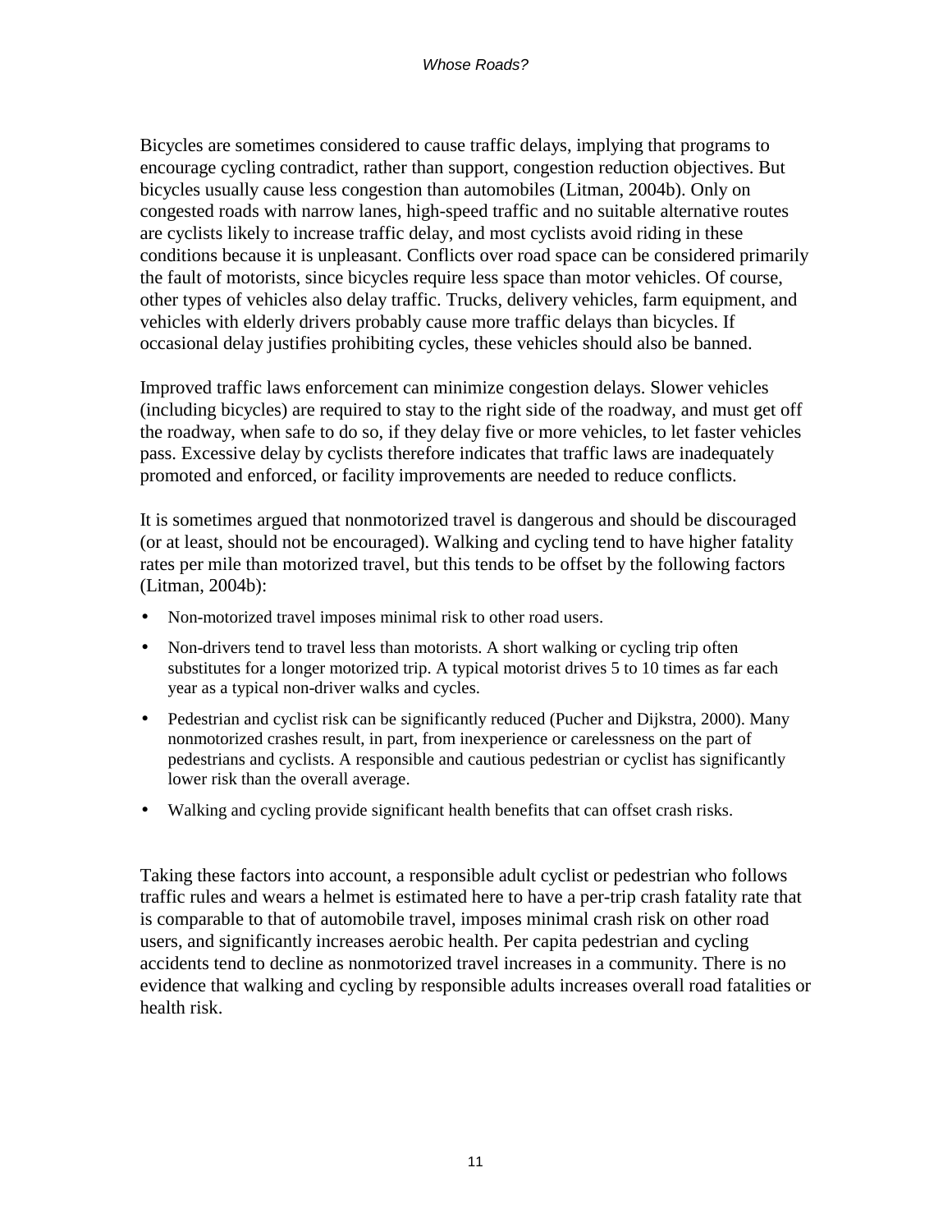Bicycles are sometimes considered to cause traffic delays, implying that programs to encourage cycling contradict, rather than support, congestion reduction objectives. But bicycles usually cause less congestion than automobiles (Litman, 2004b). Only on congested roads with narrow lanes, high-speed traffic and no suitable alternative routes are cyclists likely to increase traffic delay, and most cyclists avoid riding in these conditions because it is unpleasant. Conflicts over road space can be considered primarily the fault of motorists, since bicycles require less space than motor vehicles. Of course, other types of vehicles also delay traffic. Trucks, delivery vehicles, farm equipment, and vehicles with elderly drivers probably cause more traffic delays than bicycles. If occasional delay justifies prohibiting cycles, these vehicles should also be banned.

Improved traffic laws enforcement can minimize congestion delays. Slower vehicles (including bicycles) are required to stay to the right side of the roadway, and must get off the roadway, when safe to do so, if they delay five or more vehicles, to let faster vehicles pass. Excessive delay by cyclists therefore indicates that traffic laws are inadequately promoted and enforced, or facility improvements are needed to reduce conflicts.

It is sometimes argued that nonmotorized travel is dangerous and should be discouraged (or at least, should not be encouraged). Walking and cycling tend to have higher fatality rates per mile than motorized travel, but this tends to be offset by the following factors (Litman, 2004b):

- Non-motorized travel imposes minimal risk to other road users.
- Non-drivers tend to travel less than motorists. A short walking or cycling trip often substitutes for a longer motorized trip. A typical motorist drives 5 to 10 times as far each year as a typical non-driver walks and cycles.
- Pedestrian and cyclist risk can be significantly reduced (Pucher and Dijkstra, 2000). Many nonmotorized crashes result, in part, from inexperience or carelessness on the part of pedestrians and cyclists. A responsible and cautious pedestrian or cyclist has significantly lower risk than the overall average.
- Walking and cycling provide significant health benefits that can offset crash risks.

Taking these factors into account, a responsible adult cyclist or pedestrian who follows traffic rules and wears a helmet is estimated here to have a per-trip crash fatality rate that is comparable to that of automobile travel, imposes minimal crash risk on other road users, and significantly increases aerobic health. Per capita pedestrian and cycling accidents tend to decline as nonmotorized travel increases in a community. There is no evidence that walking and cycling by responsible adults increases overall road fatalities or health risk.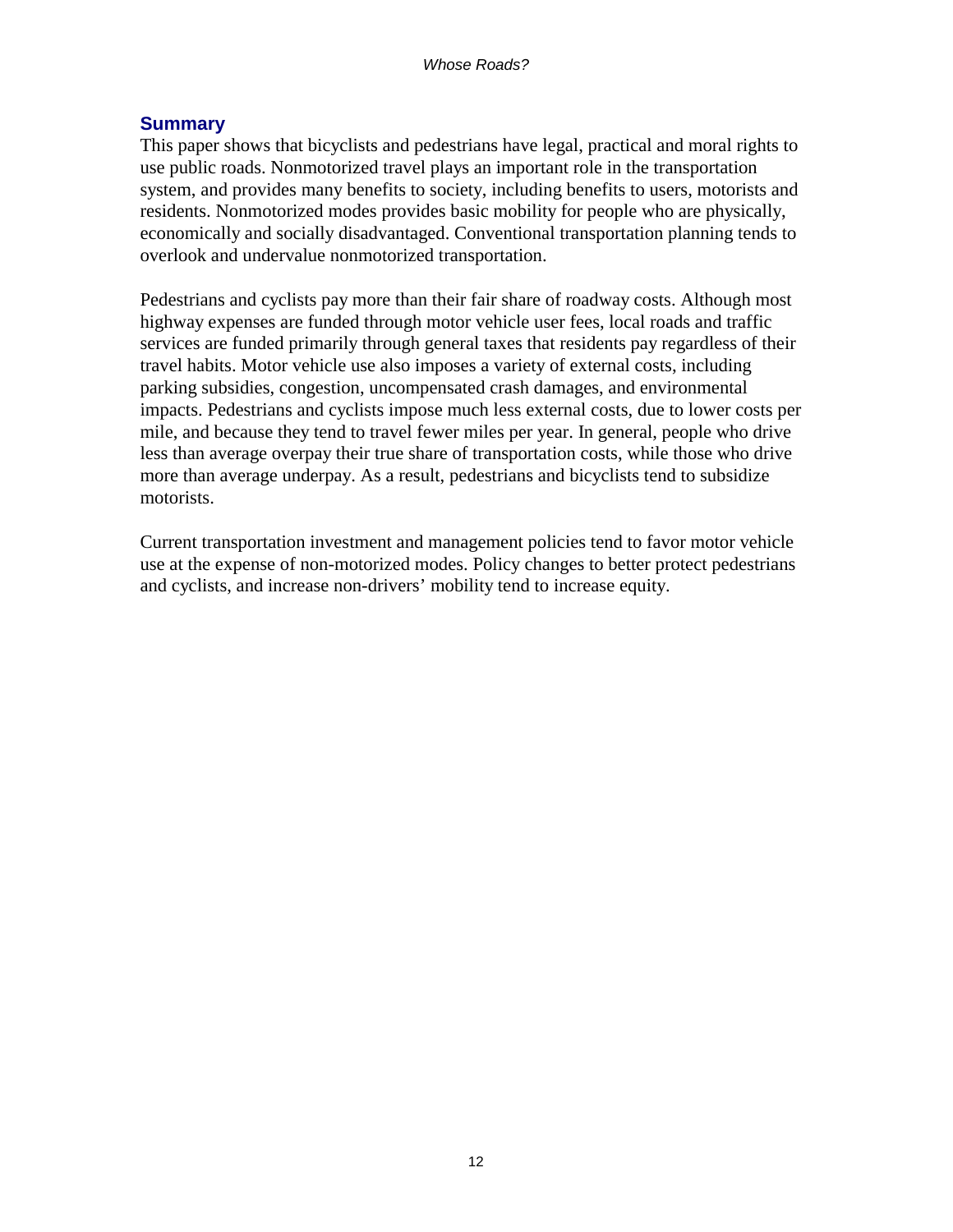## Summary

This paper shows that bicyclists and pedestrians have legal, practical and moral rights to use public roads. Nonmotorized travel plays an important role in the transportation system, and provides many benefits to society, including benefits to users, motorists and residents. Nonmotorized modes provides basic mobility for people who are physically, economically and socially disadvantaged. Conventional transportation planning tends to overlook and undervalue nonmotorized transportation.

Pedestrians and cyclists pay more than their fair share of roadway costs. Although most highway expenses are funded through motor vehicle user fees, local roads and traffic services are funded primarily through general taxes that residents pay regardless of their travel habits. Motor vehicle use also imposes a variety of external costs, including parking subsidies, congestion, uncompensated crash damages, and environmental impacts. Pedestrians and cyclists impose much less external costs, due to lower costs per mile, and because they tend to travel fewer miles per year. In general, people who drive less than average overpay their true share of transportation costs, while those who drive more than average underpay. As a result, pedestrians and bicyclists tend to subsidize motorists.

Current transportation investment and management policies tend to favor motor vehicle use at the expense of non-motorized modes. Policy changes to better protect pedestrians and cyclists, and increase non-drivers' mobility tend to increase equity.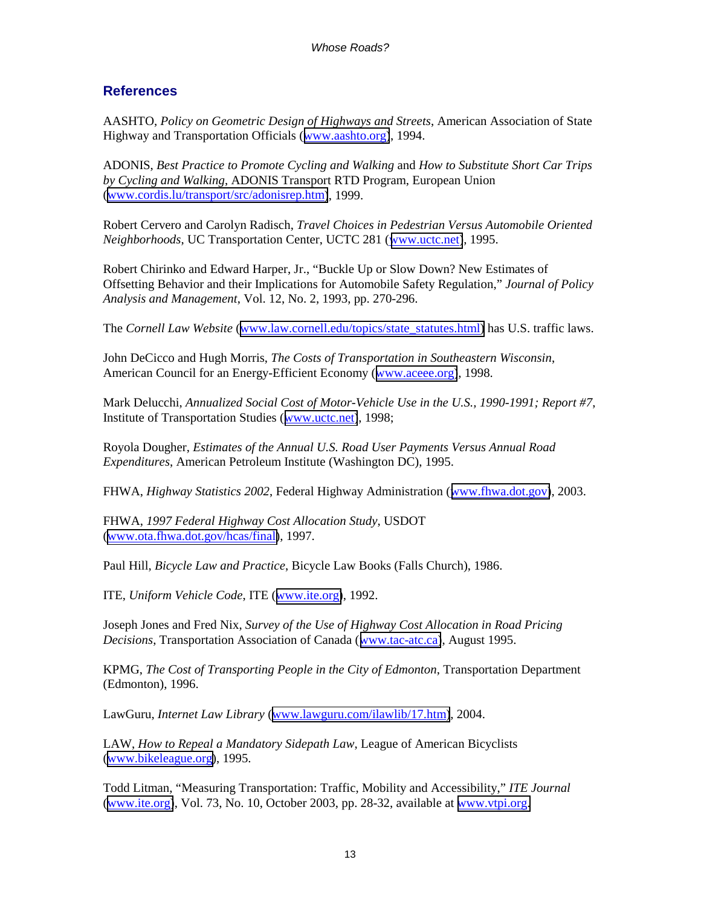## References

AASHTO, *Policy on Geometric Design of Highways and Streets*, American Association of State Highway and Transportation Officials (www.aashto.org), 1994.

ADONIS, *Best Practice to Promote Cycling and Walking* and *How to Substitute Short Car Trips by Cycling and Walking*, ADONIS Transport RTD Program, European Union (www.cordis.lu/transport/src/adonisrep.htm), 1999.

Robert Cervero and Carolyn Radisch, *Travel Choices in Pedestrian Versus Automobile Oriented Neighborhoods*, UC Transportation Center, UCTC 281 (www.uctc.net), 1995.

Robert Chirinko and Edward Harper, Jr., "Buckle Up or Slow Down? New Estimates of Offsetting Behavior and their Implications for Automobile Safety Regulation," *Journal of Policy Analysis and Management*, Vol. 12, No. 2, 1993, pp. 270-296.

The *Cornell Law Website* (www.law.cornell.edu/topics/state_statutes.html) has U.S. traffic laws.

John DeCicco and Hugh Morris, *The Costs of Transportation in Southeastern Wisconsin*, American Council for an Energy-Efficient Economy (www.aceee.org), 1998.

Mark Delucchi, *Annualized Social Cost of Motor-Vehicle Use in the U.S., 1990-1991; Report #7*, Institute of Transportation Studies (www.uctc.net), 1998;

Royola Dougher, *Estimates of the Annual U.S. Road User Payments Versus Annual Road Expenditures*, American Petroleum Institute (Washington DC), 1995.

FHWA, *Highway Statistics 2002*, Federal Highway Administration (www.fhwa.dot.gov), 2003.

FHWA, *1997 Federal Highway Cost Allocation Study*, USDOT (www.ota.fhwa.dot.gov/hcas/final), 1997.

Paul Hill, *Bicycle Law and Practice*, Bicycle Law Books (Falls Church), 1986.

ITE, *Uniform Vehicle Code*, ITE (www.ite.org), 1992.

Joseph Jones and Fred Nix, *Survey of the Use of Highway Cost Allocation in Road Pricing Decisions*, Transportation Association of Canada (www.tac-atc.ca), August 1995.

KPMG, *The Cost of Transporting People in the City of Edmonton*, Transportation Department (Edmonton), 1996.

LawGuru, *Internet Law Library* (www.lawguru.com/ilawlib/17.htm), 2004.

LAW, *How to Repeal a Mandatory Sidepath Law*, League of American Bicyclists (www.bikeleague.org), 1995.

Todd Litman, "Measuring Transportation: Traffic, Mobility and Accessibility," *ITE Journal* (www.ite.org), Vol. 73, No. 10, October 2003, pp. 28-32, available at www.vtpi.org.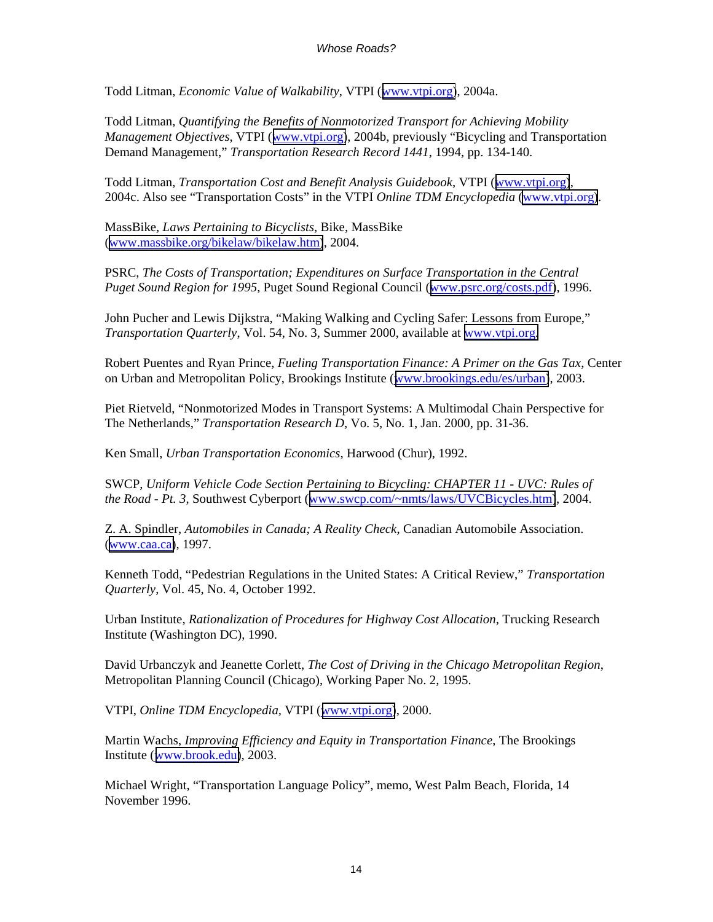Todd Litman, *Economic Value of Walkability*, VTPI (www.vtpi.org), 2004a.

Todd Litman, *Quantifying the Benefits of Nonmotorized Transport for Achieving Mobility Management Objectives*, VTPI (www.vtpi.org), 2004b, previously "Bicycling and Transportation Demand Management," *Transportation Research Record 1441*, 1994, pp. 134-140.

Todd Litman, *Transportation Cost and Benefit Analysis Guidebook*, VTPI (www.vtpi.org), 2004c. Also see "Transportation Costs" in the VTPI *Online TDM Encyclopedia* (www.vtpi.org).

MassBike, *Laws Pertaining to Bicyclists*, Bike, MassBike (www.massbike.org/bikelaw/bikelaw.htm), 2004.

PSRC, *The Costs of Transportation; Expenditures on Surface Transportation in the Central Puget Sound Region for 1995*, Puget Sound Regional Council (www.psrc.org/costs.pdf), 1996.

John Pucher and Lewis Dijkstra, "Making Walking and Cycling Safer: Lessons from Europe," *Transportation Quarterly*, Vol. 54, No. 3, Summer 2000, available at www.vtpi.org.

Robert Puentes and Ryan Prince, *Fueling Transportation Finance: A Primer on the Gas Tax*, Center on Urban and Metropolitan Policy, Brookings Institute (www.brookings.edu/es/urban), 2003.

Piet Rietveld, "Nonmotorized Modes in Transport Systems: A Multimodal Chain Perspective for The Netherlands," *Transportation Research D*, Vo. 5, No. 1, Jan. 2000, pp. 31-36.

Ken Small, *Urban Transportation Economics*, Harwood (Chur), 1992.

SWCP, *Uniform Vehicle Code Section Pertaining to Bicycling: CHAPTER 11 - UVC: Rules of the Road - Pt. 3*, Southwest Cyberport (www.swcp.com/~nmts/laws/UVCBicycles.htm), 2004.

Z. A. Spindler, *Automobiles in Canada; A Reality Check*, Canadian Automobile Association. (www.caa.ca), 1997.

Kenneth Todd, "Pedestrian Regulations in the United States: A Critical Review," *Transportation Quarterly*, Vol. 45, No. 4, October 1992.

Urban Institute, *Rationalization of Procedures for Highway Cost Allocation*, Trucking Research Institute (Washington DC), 1990.

David Urbanczyk and Jeanette Corlett, *The Cost of Driving in the Chicago Metropolitan Region*, Metropolitan Planning Council (Chicago), Working Paper No. 2, 1995.

VTPI, *Online TDM Encyclopedia*, VTPI (www.vtpi.org), 2000.

Martin Wachs, *Improving Efficiency and Equity in Transportation Finance*, The Brookings Institute (www.brook.edu), 2003.

Michael Wright, "Transportation Language Policy", memo, West Palm Beach, Florida, 14 November 1996.